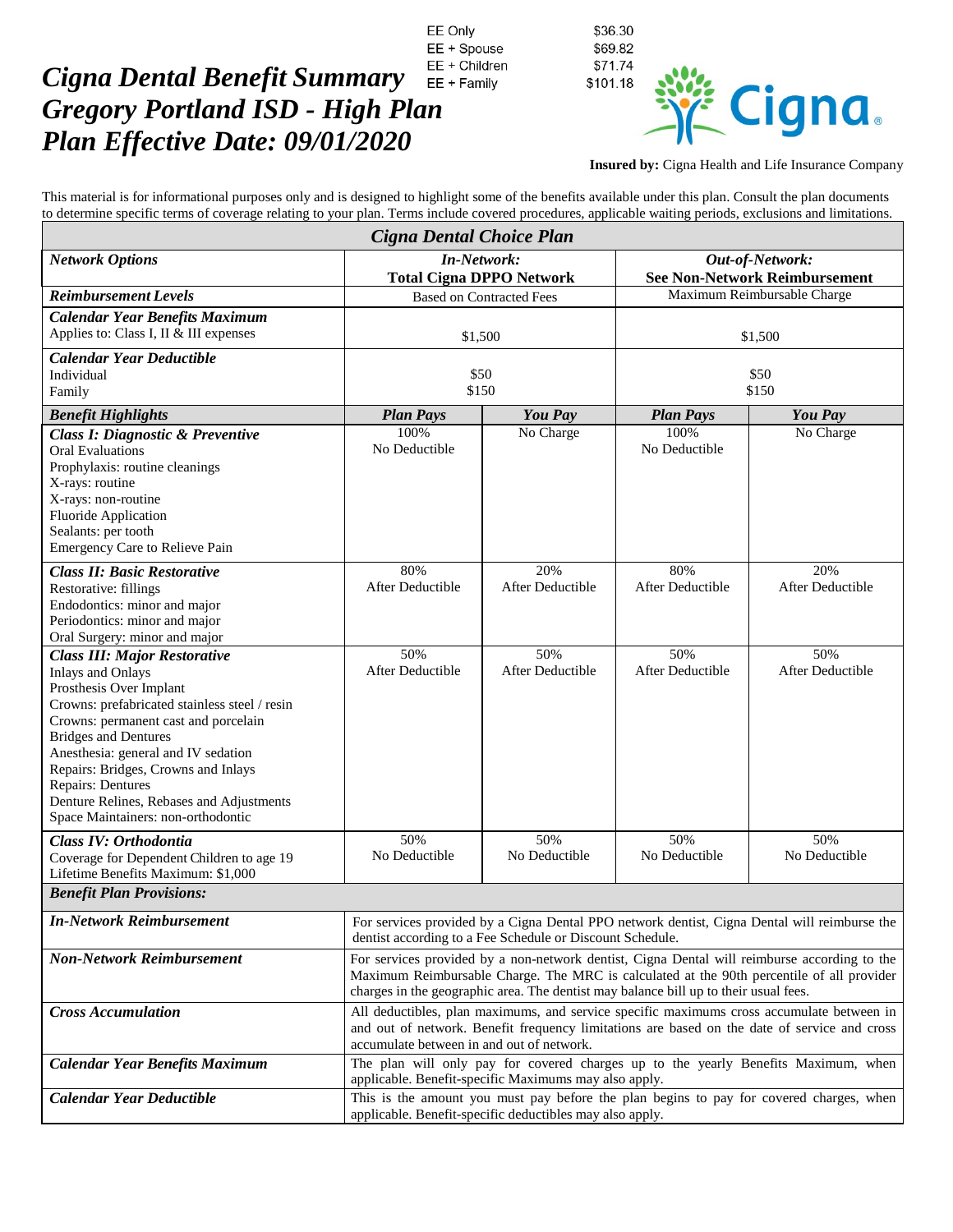# *Cigna Dental Benefit Summary*
# *Gregory Portland ISD - High Plan*
# *Plan Effective Date: 09/01/2020*

| | |
|---|---|
| EE Only | $36.30 |
| EE + Spouse | $69.82 |
| EE + Children | $71.74 |
| EE + Family | $101.18 |

**Insured by:** Cigna Health and Life Insurance Company

This material is for informational purposes only and is designed to highlight some of the benefits available under this plan. Consult the plan documents to determine specific terms of coverage relating to your plan. Terms include covered procedures, applicable waiting periods, exclusions and limitations.

| *Cigna Dental Choice Plan* | | | | |
|---|---|---|---|---|
| ***Network Options*** | ***In-Network:*** **Total Cigna DPPO Network** | | ***Out-of-Network:*** **See Non-Network Reimbursement** | |
| ***Reimbursement Levels*** | Based on Contracted Fees | | Maximum Reimbursable Charge | |
| ***Calendar Year Benefits Maximum*** Applies to: Class I, II & III expenses | $1,500 | | $1,500 | |
| ***Calendar Year Deductible*** Individual Family | $50 $150 | | $50 $150 | |
| ***Benefit Highlights*** | ***Plan Pays*** | ***You Pay*** | ***Plan Pays*** | ***You Pay*** |
| ***Class I: Diagnostic & Preventive*** Oral Evaluations; Prophylaxis: routine cleanings; X-rays: routine; X-rays: non-routine; Fluoride Application; Sealants: per tooth; Emergency Care to Relieve Pain | 100% No Deductible | No Charge | 100% No Deductible | No Charge |
| ***Class II: Basic Restorative*** Restorative: fillings; Endodontics: minor and major; Periodontics: minor and major; Oral Surgery: minor and major | 80% After Deductible | 20% After Deductible | 80% After Deductible | 20% After Deductible |
| ***Class III: Major Restorative*** Inlays and Onlays; Prosthesis Over Implant; Crowns: prefabricated stainless steel / resin; Crowns: permanent cast and porcelain; Bridges and Dentures; Anesthesia: general and IV sedation; Repairs: Bridges, Crowns and Inlays; Repairs: Dentures; Denture Relines, Rebases and Adjustments; Space Maintainers: non-orthodontic | 50% After Deductible | 50% After Deductible | 50% After Deductible | 50% After Deductible |
| ***Class IV: Orthodontia*** Coverage for Dependent Children to age 19; Lifetime Benefits Maximum: $1,000 | 50% No Deductible | 50% No Deductible | 50% No Deductible | 50% No Deductible |
| ***Benefit Plan Provisions:*** | | | | |
| ***In-Network Reimbursement*** | For services provided by a Cigna Dental PPO network dentist, Cigna Dental will reimburse the dentist according to a Fee Schedule or Discount Schedule. | | | |
| ***Non-Network Reimbursement*** | For services provided by a non-network dentist, Cigna Dental will reimburse according to the Maximum Reimbursable Charge. The MRC is calculated at the 90th percentile of all provider charges in the geographic area. The dentist may balance bill up to their usual fees. | | | |
| ***Cross Accumulation*** | All deductibles, plan maximums, and service specific maximums cross accumulate between in and out of network. Benefit frequency limitations are based on the date of service and cross accumulate between in and out of network. | | | |
| ***Calendar Year Benefits Maximum*** | The plan will only pay for covered charges up to the yearly Benefits Maximum, when applicable. Benefit-specific Maximums may also apply. | | | |
| ***Calendar Year Deductible*** | This is the amount you must pay before the plan begins to pay for covered charges, when applicable. Benefit-specific deductibles may also apply. | | | |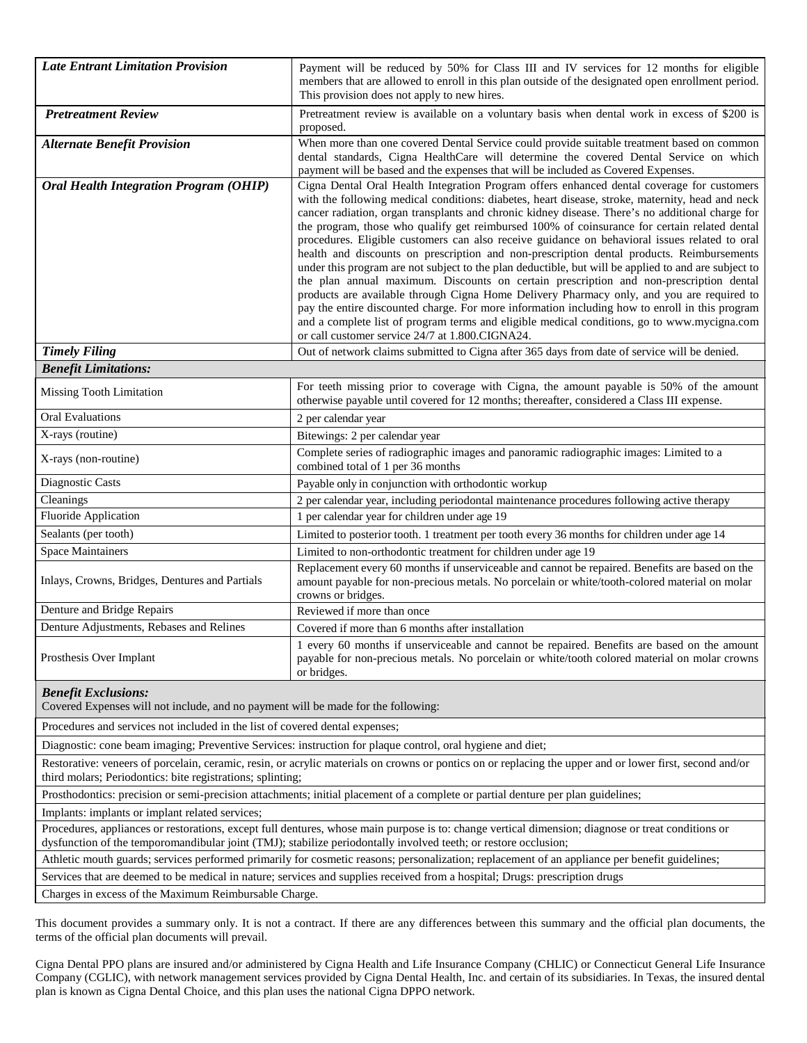| | |
|---|---|
| ***Late Entrant Limitation Provision*** | Payment will be reduced by 50% for Class III and IV services for 12 months for eligible members that are allowed to enroll in this plan outside of the designated open enrollment period. This provision does not apply to new hires. |
| ***Pretreatment Review*** | Pretreatment review is available on a voluntary basis when dental work in excess of $200 is proposed. |
| ***Alternate Benefit Provision*** | When more than one covered Dental Service could provide suitable treatment based on common dental standards, Cigna HealthCare will determine the covered Dental Service on which payment will be based and the expenses that will be included as Covered Expenses. |
| ***Oral Health Integration Program (OHIP)*** | Cigna Dental Oral Health Integration Program offers enhanced dental coverage for customers with the following medical conditions: diabetes, heart disease, stroke, maternity, head and neck cancer radiation, organ transplants and chronic kidney disease. There's no additional charge for the program, those who qualify get reimbursed 100% of coinsurance for certain related dental procedures. Eligible customers can also receive guidance on behavioral issues related to oral health and discounts on prescription and non-prescription dental products. Reimbursements under this program are not subject to the plan deductible, but will be applied to and are subject to the plan annual maximum. Discounts on certain prescription and non-prescription dental products are available through Cigna Home Delivery Pharmacy only, and you are required to pay the entire discounted charge. For more information including how to enroll in this program and a complete list of program terms and eligible medical conditions, go to www.mycigna.com or call customer service 24/7 at 1.800.CIGNA24. |
| ***Timely Filing*** | Out of network claims submitted to Cigna after 365 days from date of service will be denied. |
| ***Benefit Limitations:*** | |
| Missing Tooth Limitation | For teeth missing prior to coverage with Cigna, the amount payable is 50% of the amount otherwise payable until covered for 12 months; thereafter, considered a Class III expense. |
| Oral Evaluations | 2 per calendar year |
| X-rays (routine) | Bitewings: 2 per calendar year |
| X-rays (non-routine) | Complete series of radiographic images and panoramic radiographic images: Limited to a combined total of 1 per 36 months |
| Diagnostic Casts | Payable only in conjunction with orthodontic workup |
| Cleanings | 2 per calendar year, including periodontal maintenance procedures following active therapy |
| Fluoride Application | 1 per calendar year for children under age 19 |
| Sealants (per tooth) | Limited to posterior tooth. 1 treatment per tooth every 36 months for children under age 14 |
| Space Maintainers | Limited to non-orthodontic treatment for children under age 19 |
| Inlays, Crowns, Bridges, Dentures and Partials | Replacement every 60 months if unserviceable and cannot be repaired. Benefits are based on the amount payable for non-precious metals. No porcelain or white/tooth-colored material on molar crowns or bridges. |
| Denture and Bridge Repairs | Reviewed if more than once |
| Denture Adjustments, Rebases and Relines | Covered if more than 6 months after installation |
| Prosthesis Over Implant | 1 every 60 months if unserviceable and cannot be repaired. Benefits are based on the amount payable for non-precious metals. No porcelain or white/tooth colored material on molar crowns or bridges. |

| ***Benefit Exclusions:*** Covered Expenses will not include, and no payment will be made for the following: |
|---|
| Procedures and services not included in the list of covered dental expenses; |
| Diagnostic: cone beam imaging; Preventive Services: instruction for plaque control, oral hygiene and diet; |
| Restorative: veneers of porcelain, ceramic, resin, or acrylic materials on crowns or pontics on or replacing the upper and or lower first, second and/or third molars; Periodontics: bite registrations; splinting; |
| Prosthodontics: precision or semi-precision attachments; initial placement of a complete or partial denture per plan guidelines; |
| Implants: implants or implant related services; |
| Procedures, appliances or restorations, except full dentures, whose main purpose is to: change vertical dimension; diagnose or treat conditions or dysfunction of the temporomandibular joint (TMJ); stabilize periodontally involved teeth; or restore occlusion; |
| Athletic mouth guards; services performed primarily for cosmetic reasons; personalization; replacement of an appliance per benefit guidelines; |
| Services that are deemed to be medical in nature; services and supplies received from a hospital; Drugs: prescription drugs |
| Charges in excess of the Maximum Reimbursable Charge. |

This document provides a summary only. It is not a contract. If there are any differences between this summary and the official plan documents, the terms of the official plan documents will prevail.

Cigna Dental PPO plans are insured and/or administered by Cigna Health and Life Insurance Company (CHLIC) or Connecticut General Life Insurance Company (CGLIC), with network management services provided by Cigna Dental Health, Inc. and certain of its subsidiaries. In Texas, the insured dental plan is known as Cigna Dental Choice, and this plan uses the national Cigna DPPO network.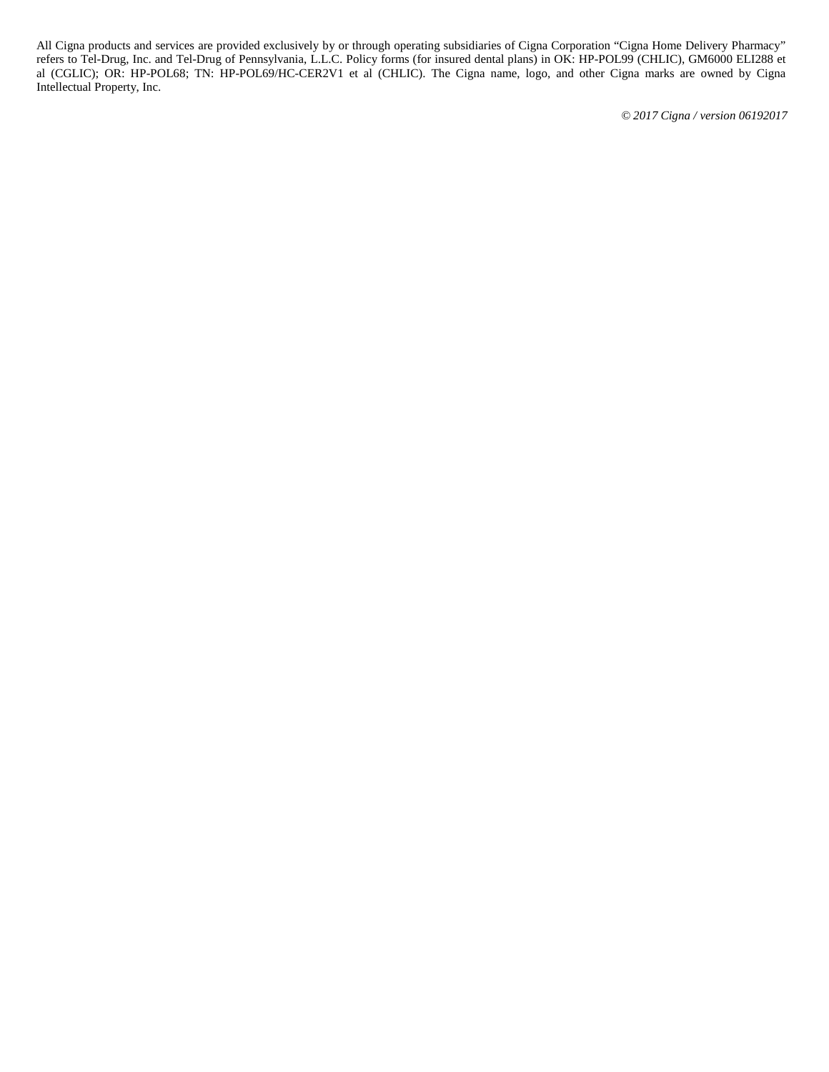All Cigna products and services are provided exclusively by or through operating subsidiaries of Cigna Corporation "Cigna Home Delivery Pharmacy" refers to Tel-Drug, Inc. and Tel-Drug of Pennsylvania, L.L.C. Policy forms (for insured dental plans) in OK: HP-POL99 (CHLIC), GM6000 ELI288 et al (CGLIC); OR: HP-POL68; TN: HP-POL69/HC-CER2V1 et al (CHLIC). The Cigna name, logo, and other Cigna marks are owned by Cigna Intellectual Property, Inc.

*© 2017 Cigna / version 06192017*